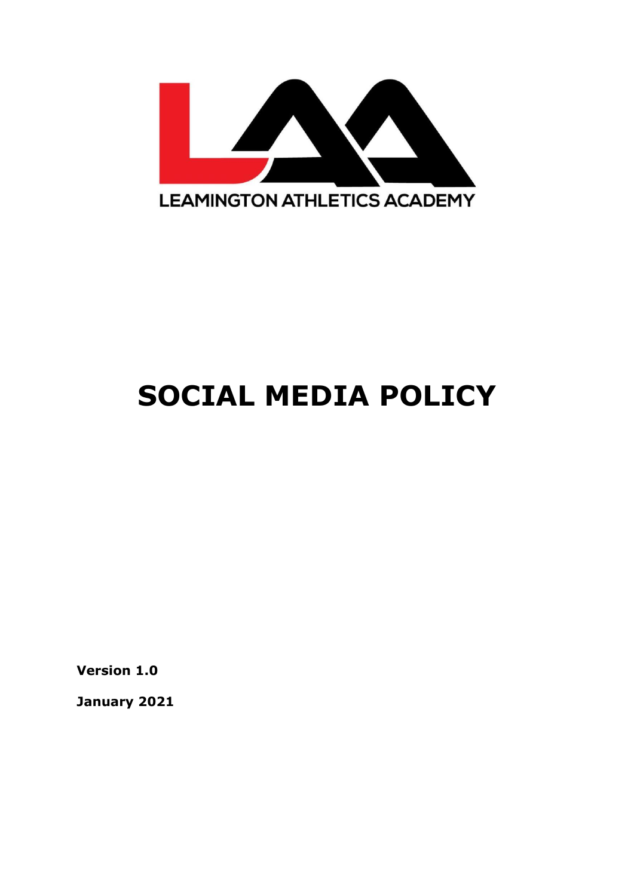LEAMINGTON ATHLETICS ACADEMY

# SOCIAL MEDIA POLICY

**Version 1.0**

**January 2021**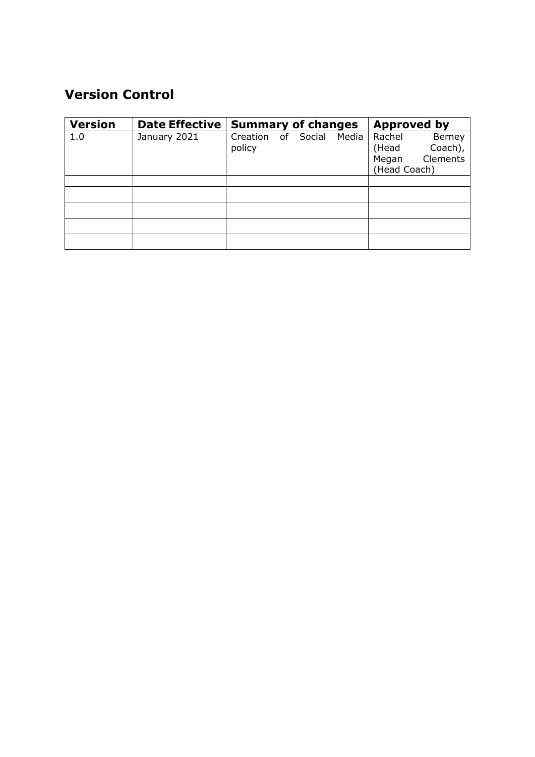## Version Control

| Version | Date Effective | Summary of changes | Approved by |
|---|---|---|---|
| 1.0 | January 2021 | Creation of Social Media policy | Rachel Berney (Head Coach), Megan Clements (Head Coach) |
| | | | |
| | | | |
| | | | |
| | | | |
| | | | |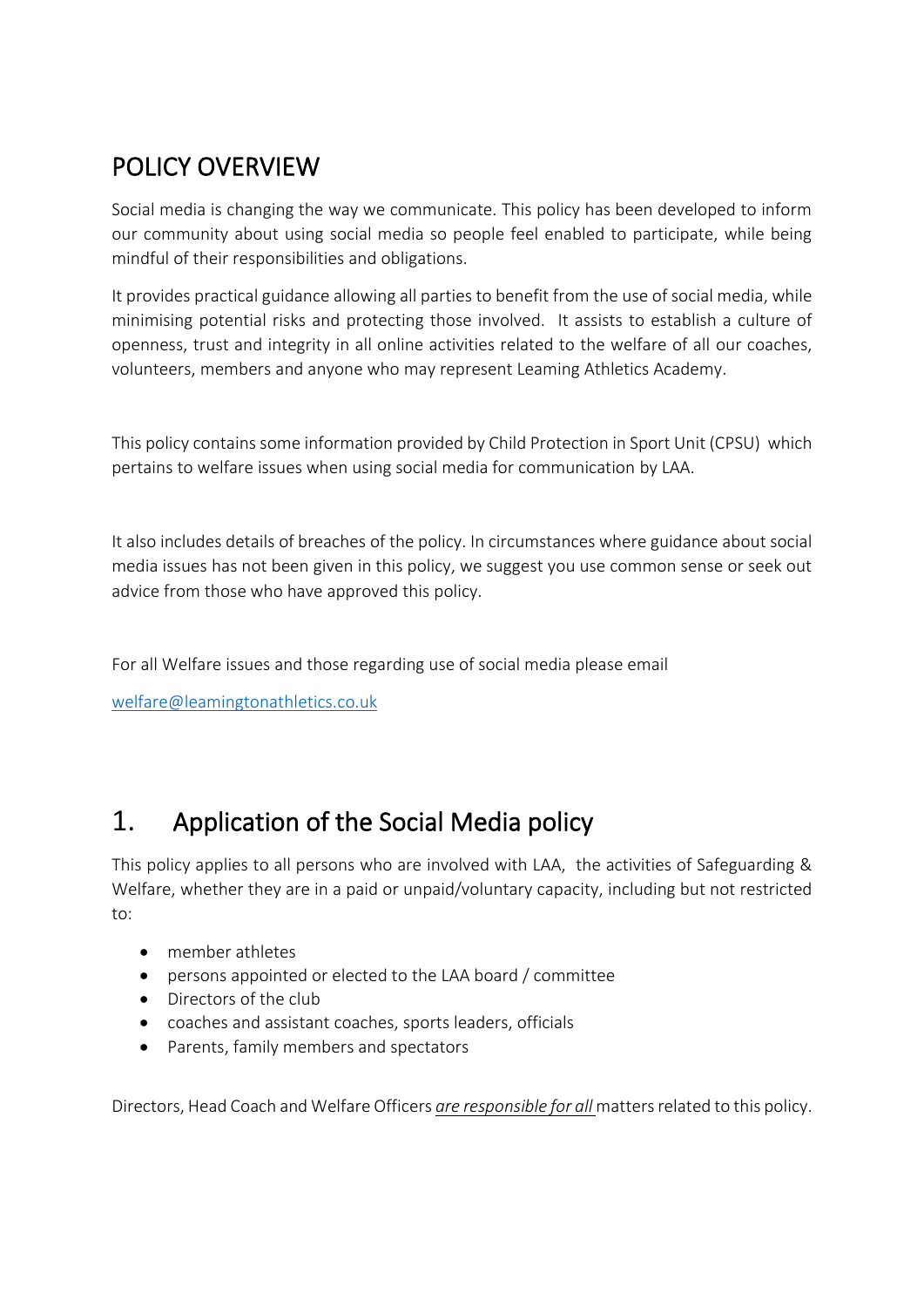## POLICY OVERVIEW

Social media is changing the way we communicate. This policy has been developed to inform our community about using social media so people feel enabled to participate, while being mindful of their responsibilities and obligations.

It provides practical guidance allowing all parties to benefit from the use of social media, while minimising potential risks and protecting those involved. It assists to establish a culture of openness, trust and integrity in all online activities related to the welfare of all our coaches, volunteers, members and anyone who may represent Leaming Athletics Academy.

This policy contains some information provided by Child Protection in Sport Unit (CPSU) which pertains to welfare issues when using social media for communication by LAA.

It also includes details of breaches of the policy. In circumstances where guidance about social media issues has not been given in this policy, we suggest you use common sense or seek out advice from those who have approved this policy.

For all Welfare issues and those regarding use of social media please email

welfare@leamingtonathletics.co.uk

## 1. Application of the Social Media policy

This policy applies to all persons who are involved with LAA, the activities of Safeguarding & Welfare, whether they are in a paid or unpaid/voluntary capacity, including but not restricted to:

- member athletes
- persons appointed or elected to the LAA board / committee
- Directors of the club
- coaches and assistant coaches, sports leaders, officials
- Parents, family members and spectators

Directors, Head Coach and Welfare Officers *are responsible for all* matters related to this policy.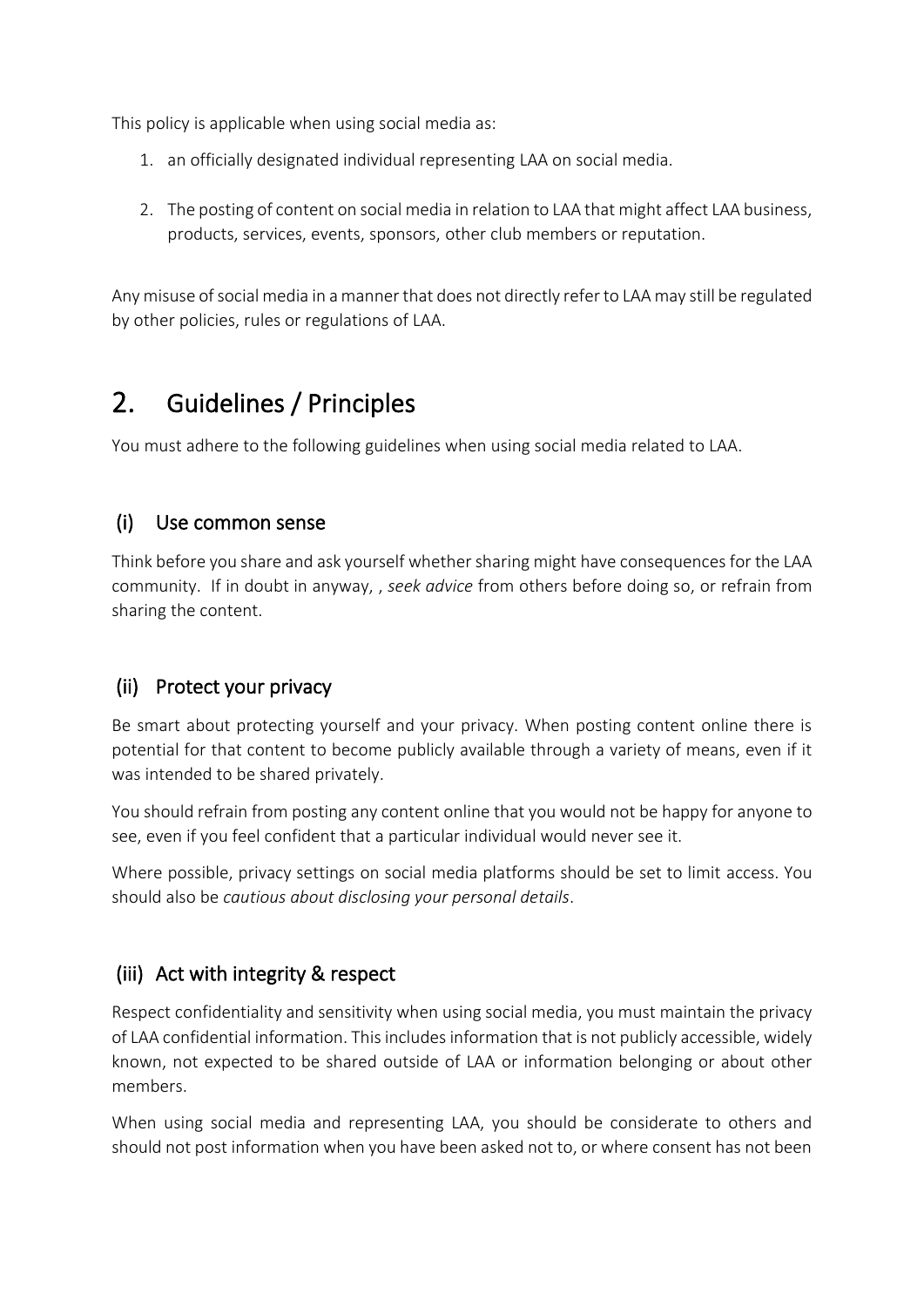This policy is applicable when using social media as:

1. an officially designated individual representing LAA on social media.

2. The posting of content on social media in relation to LAA that might affect LAA business, products, services, events, sponsors, other club members or reputation.

Any misuse of social media in a manner that does not directly refer to LAA may still be regulated by other policies, rules or regulations of LAA.

# 2. Guidelines / Principles

You must adhere to the following guidelines when using social media related to LAA.

## (i) Use common sense

Think before you share and ask yourself whether sharing might have consequences for the LAA community. If in doubt in anyway, , *seek advice* from others before doing so, or refrain from sharing the content.

## (ii) Protect your privacy

Be smart about protecting yourself and your privacy. When posting content online there is potential for that content to become publicly available through a variety of means, even if it was intended to be shared privately.

You should refrain from posting any content online that you would not be happy for anyone to see, even if you feel confident that a particular individual would never see it.

Where possible, privacy settings on social media platforms should be set to limit access. You should also be *cautious about disclosing your personal details*.

## (iii) Act with integrity & respect

Respect confidentiality and sensitivity when using social media, you must maintain the privacy of LAA confidential information. This includes information that is not publicly accessible, widely known, not expected to be shared outside of LAA or information belonging or about other members.

When using social media and representing LAA, you should be considerate to others and should not post information when you have been asked not to, or where consent has not been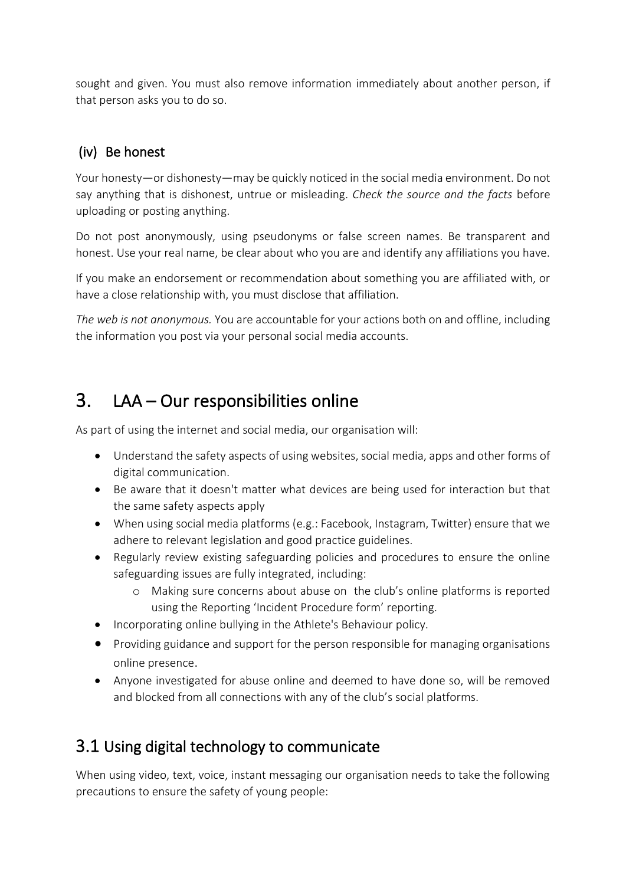sought and given. You must also remove information immediately about another person, if that person asks you to do so.

### (iv) Be honest

Your honesty—or dishonesty—may be quickly noticed in the social media environment. Do not say anything that is dishonest, untrue or misleading. *Check the source and the facts* before uploading or posting anything.

Do not post anonymously, using pseudonyms or false screen names. Be transparent and honest. Use your real name, be clear about who you are and identify any affiliations you have.

If you make an endorsement or recommendation about something you are affiliated with, or have a close relationship with, you must disclose that affiliation.

*The web is not anonymous.* You are accountable for your actions both on and offline, including the information you post via your personal social media accounts.

# 3. LAA – Our responsibilities online

As part of using the internet and social media, our organisation will:

- Understand the safety aspects of using websites, social media, apps and other forms of digital communication.
- Be aware that it doesn't matter what devices are being used for interaction but that the same safety aspects apply
- When using social media platforms (e.g.: Facebook, Instagram, Twitter) ensure that we adhere to relevant legislation and good practice guidelines.
- Regularly review existing safeguarding policies and procedures to ensure the online safeguarding issues are fully integrated, including:
  - Making sure concerns about abuse on the club's online platforms is reported using the Reporting 'Incident Procedure form' reporting.
- Incorporating online bullying in the Athlete's Behaviour policy.
- Providing guidance and support for the person responsible for managing organisations online presence.
- Anyone investigated for abuse online and deemed to have done so, will be removed and blocked from all connections with any of the club's social platforms.

## 3.1 Using digital technology to communicate

When using video, text, voice, instant messaging our organisation needs to take the following precautions to ensure the safety of young people: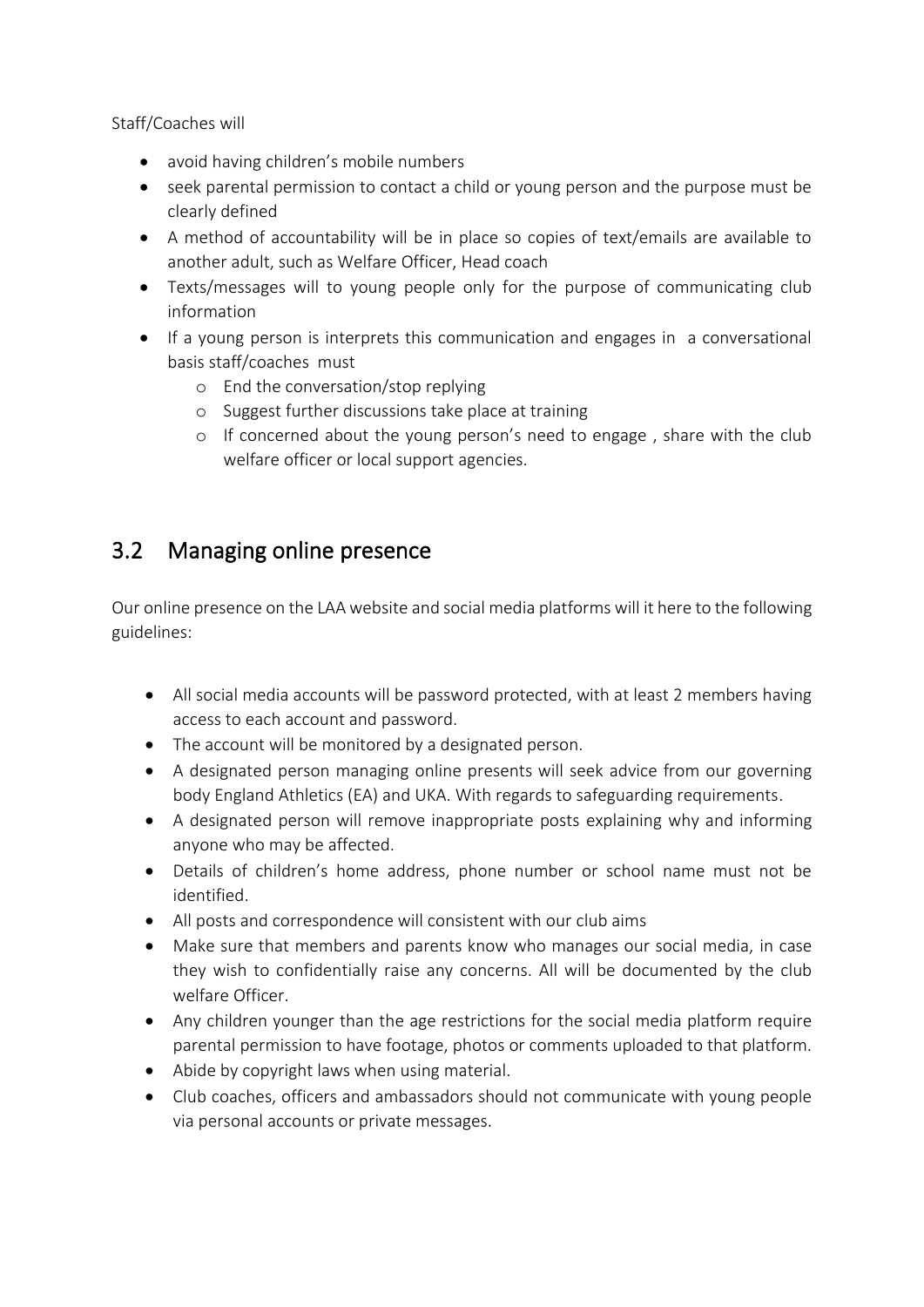Staff/Coaches will

- avoid having children's mobile numbers
- seek parental permission to contact a child or young person and the purpose must be clearly defined
- A method of accountability will be in place so copies of text/emails are available to another adult, such as Welfare Officer, Head coach
- Texts/messages will to young people only for the purpose of communicating club information
- If a young person is interprets this communication and engages in a conversational basis staff/coaches must
  - End the conversation/stop replying
  - Suggest further discussions take place at training
  - If concerned about the young person's need to engage , share with the club welfare officer or local support agencies.

## 3.2 Managing online presence

Our online presence on the LAA website and social media platforms will it here to the following guidelines:

- All social media accounts will be password protected, with at least 2 members having access to each account and password.
- The account will be monitored by a designated person.
- A designated person managing online presents will seek advice from our governing body England Athletics (EA) and UKA. With regards to safeguarding requirements.
- A designated person will remove inappropriate posts explaining why and informing anyone who may be affected.
- Details of children's home address, phone number or school name must not be identified.
- All posts and correspondence will consistent with our club aims
- Make sure that members and parents know who manages our social media, in case they wish to confidentially raise any concerns. All will be documented by the club welfare Officer.
- Any children younger than the age restrictions for the social media platform require parental permission to have footage, photos or comments uploaded to that platform.
- Abide by copyright laws when using material.
- Club coaches, officers and ambassadors should not communicate with young people via personal accounts or private messages.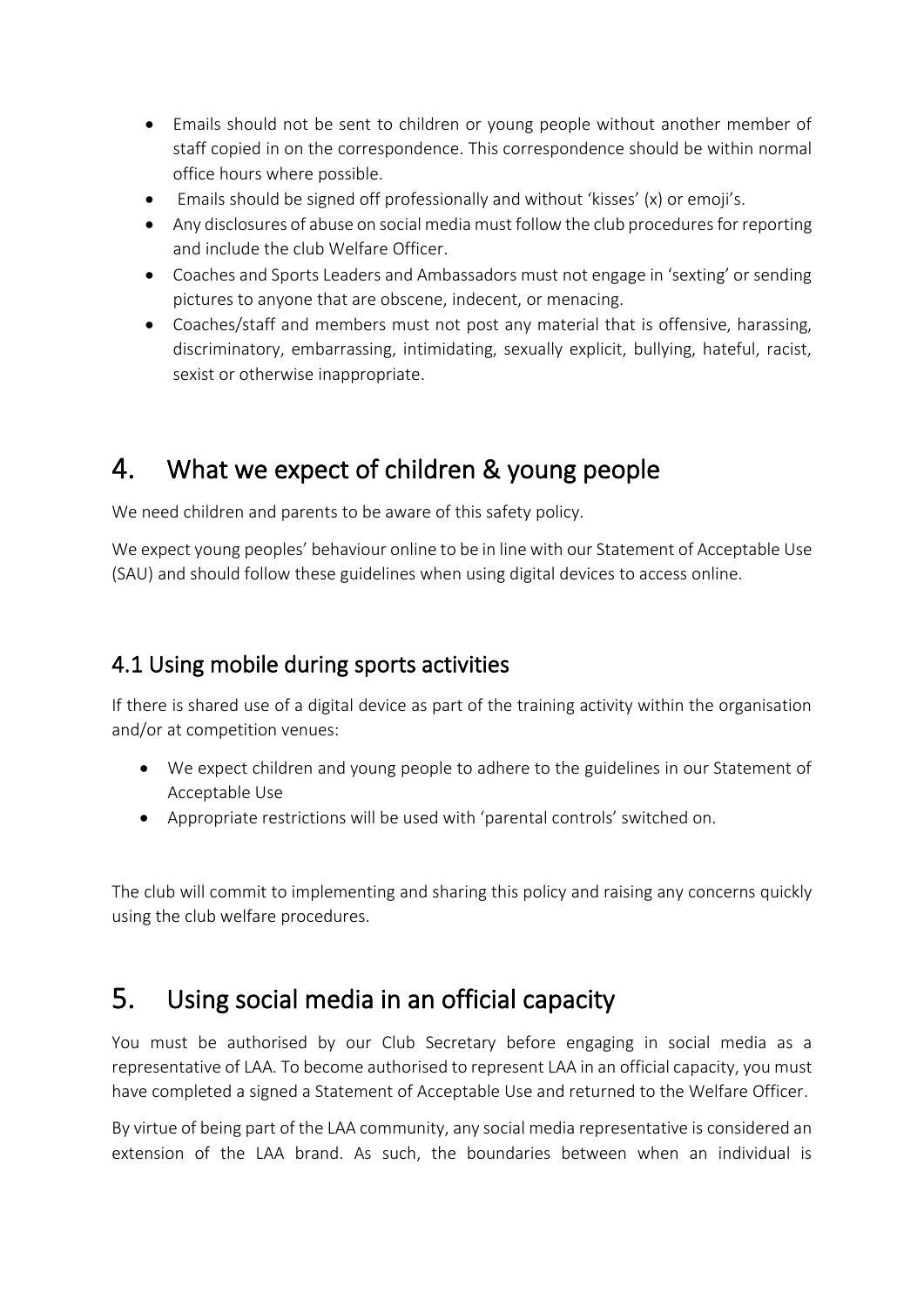- Emails should not be sent to children or young people without another member of staff copied in on the correspondence. This correspondence should be within normal office hours where possible.
- Emails should be signed off professionally and without 'kisses' (x) or emoji's.
- Any disclosures of abuse on social media must follow the club procedures for reporting and include the club Welfare Officer.
- Coaches and Sports Leaders and Ambassadors must not engage in 'sexting' or sending pictures to anyone that are obscene, indecent, or menacing.
- Coaches/staff and members must not post any material that is offensive, harassing, discriminatory, embarrassing, intimidating, sexually explicit, bullying, hateful, racist, sexist or otherwise inappropriate.

# 4. What we expect of children & young people

We need children and parents to be aware of this safety policy.

We expect young peoples' behaviour online to be in line with our Statement of Acceptable Use (SAU) and should follow these guidelines when using digital devices to access online.

## 4.1 Using mobile during sports activities

If there is shared use of a digital device as part of the training activity within the organisation and/or at competition venues:

- We expect children and young people to adhere to the guidelines in our Statement of Acceptable Use
- Appropriate restrictions will be used with 'parental controls' switched on.

The club will commit to implementing and sharing this policy and raising any concerns quickly using the club welfare procedures.

# 5. Using social media in an official capacity

You must be authorised by our Club Secretary before engaging in social media as a representative of LAA. To become authorised to represent LAA in an official capacity, you must have completed a signed a Statement of Acceptable Use and returned to the Welfare Officer.

By virtue of being part of the LAA community, any social media representative is considered an extension of the LAA brand. As such, the boundaries between when an individual is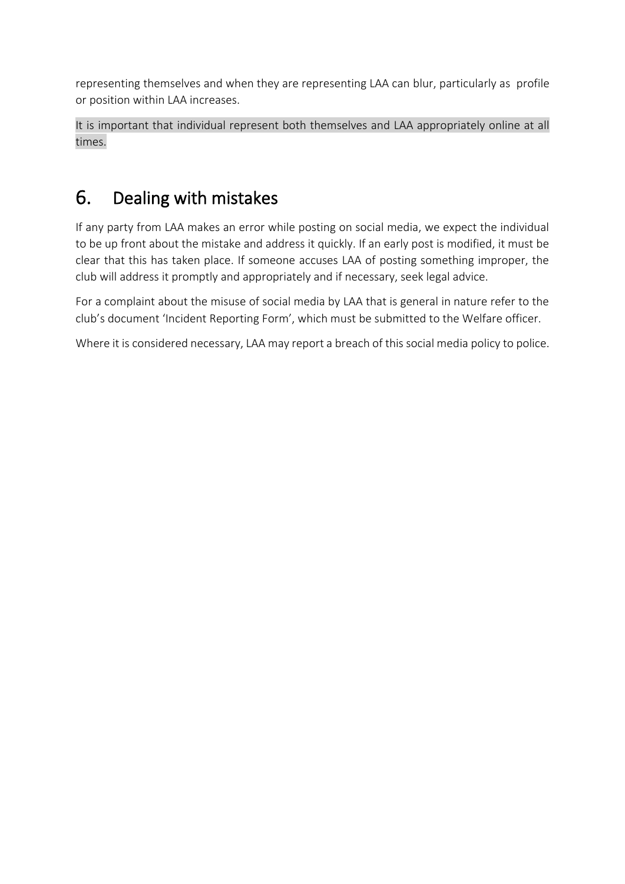representing themselves and when they are representing LAA can blur, particularly as profile or position within LAA increases.

It is important that individual represent both themselves and LAA appropriately online at all times.

## 6. Dealing with mistakes

If any party from LAA makes an error while posting on social media, we expect the individual to be up front about the mistake and address it quickly. If an early post is modified, it must be clear that this has taken place. If someone accuses LAA of posting something improper, the club will address it promptly and appropriately and if necessary, seek legal advice.

For a complaint about the misuse of social media by LAA that is general in nature refer to the club's document 'Incident Reporting Form', which must be submitted to the Welfare officer.

Where it is considered necessary, LAA may report a breach of this social media policy to police.